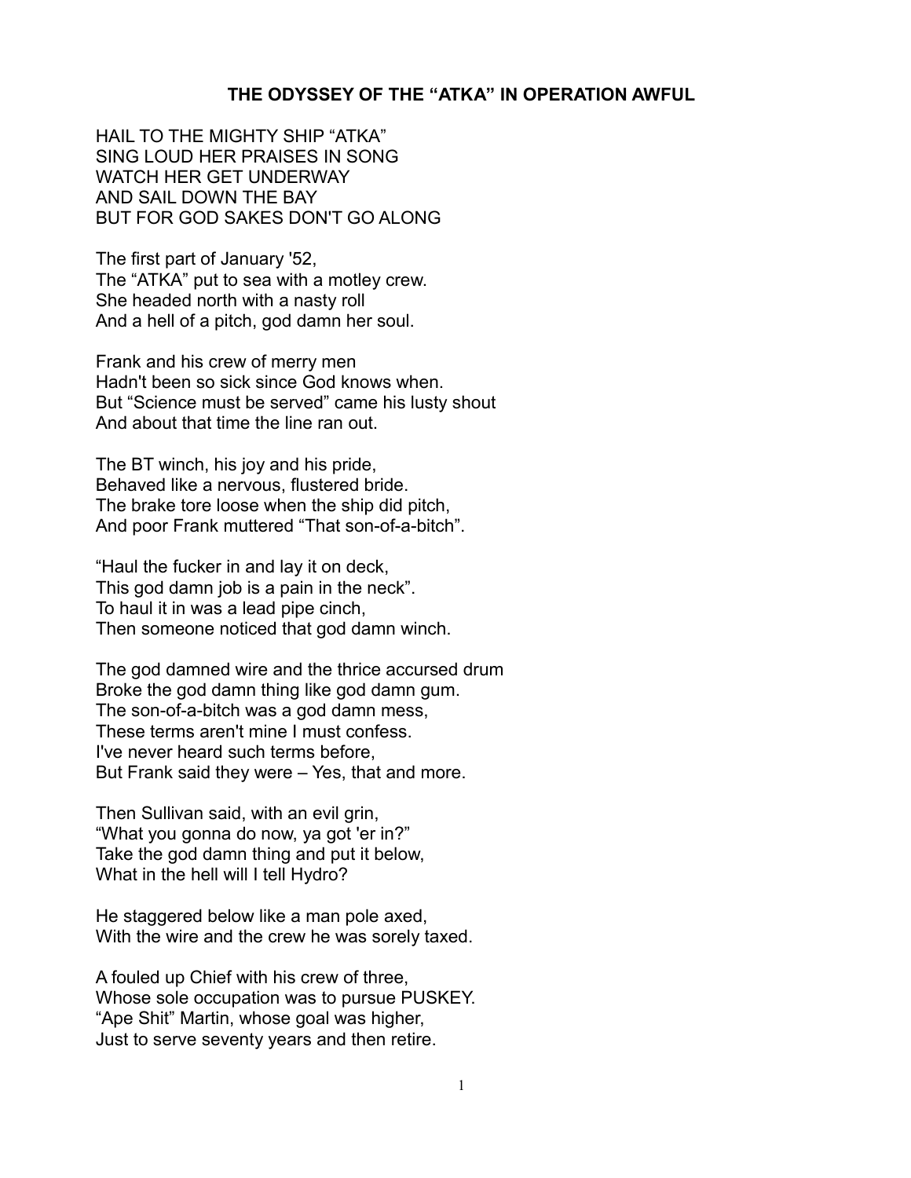# THE ODYSSEY OF THE "ATKA" IN OPERATION AWFUL

HAIL TO THE MIGHTY SHIP "ATKA"
SING LOUD HER PRAISES IN SONG
WATCH HER GET UNDERWAY
AND SAIL DOWN THE BAY
BUT FOR GOD SAKES DON'T GO ALONG

The first part of January '52,
The "ATKA" put to sea with a motley crew.
She headed north with a nasty roll
And a hell of a pitch, god damn her soul.

Frank and his crew of merry men
Hadn't been so sick since God knows when.
But "Science must be served" came his lusty shout
And about that time the line ran out.

The BT winch, his joy and his pride,
Behaved like a nervous, flustered bride.
The brake tore loose when the ship did pitch,
And poor Frank muttered "That son-of-a-bitch".

"Haul the fucker in and lay it on deck,
This god damn job is a pain in the neck".
To haul it in was a lead pipe cinch,
Then someone noticed that god damn winch.

The god damned wire and the thrice accursed drum
Broke the god damn thing like god damn gum.
The son-of-a-bitch was a god damn mess,
These terms aren't mine I must confess.
I've never heard such terms before,
But Frank said they were – Yes, that and more.

Then Sullivan said, with an evil grin,
"What you gonna do now, ya got 'er in?"
Take the god damn thing and put it below,
What in the hell will I tell Hydro?

He staggered below like a man pole axed,
With the wire and the crew he was sorely taxed.

A fouled up Chief with his crew of three,
Whose sole occupation was to pursue PUSKEY.
"Ape Shit" Martin, whose goal was higher,
Just to serve seventy years and then retire.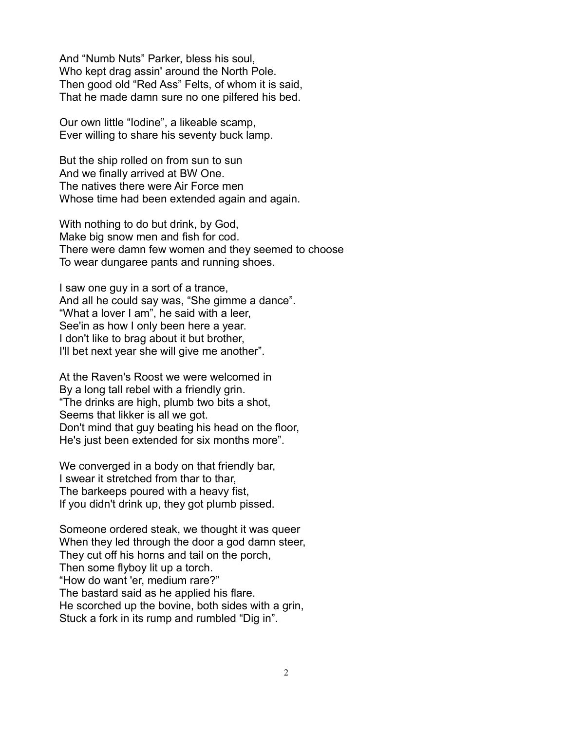And “Numb Nuts” Parker, bless his soul,  
Who kept drag assin' around the North Pole.  
Then good old “Red Ass” Felts, of whom it is said,  
That he made damn sure no one pilfered his bed.

Our own little “Iodine”, a likeable scamp,  
Ever willing to share his seventy buck lamp.

But the ship rolled on from sun to sun  
And we finally arrived at BW One.  
The natives there were Air Force men  
Whose time had been extended again and again.

With nothing to do but drink, by God,  
Make big snow men and fish for cod.  
There were damn few women and they seemed to choose  
To wear dungaree pants and running shoes.

I saw one guy in a sort of a trance,  
And all he could say was, “She gimme a dance”.  
“What a lover I am”, he said with a leer,  
See'in as how I only been here a year.  
I don't like to brag about it but brother,  
I'll bet next year she will give me another”.

At the Raven's Roost we were welcomed in  
By a long tall rebel with a friendly grin.  
“The drinks are high, plumb two bits a shot,  
Seems that likker is all we got.  
Don't mind that guy beating his head on the floor,  
He's just been extended for six months more”.

We converged in a body on that friendly bar,  
I swear it stretched from thar to thar,  
The barkeeps poured with a heavy fist,  
If you didn't drink up, they got plumb pissed.

Someone ordered steak, we thought it was queer  
When they led through the door a god damn steer,  
They cut off his horns and tail on the porch,  
Then some flyboy lit up a torch.  
“How do want 'er, medium rare?”  
The bastard said as he applied his flare.  
He scorched up the bovine, both sides with a grin,  
Stuck a fork in its rump and rumbled “Dig in”.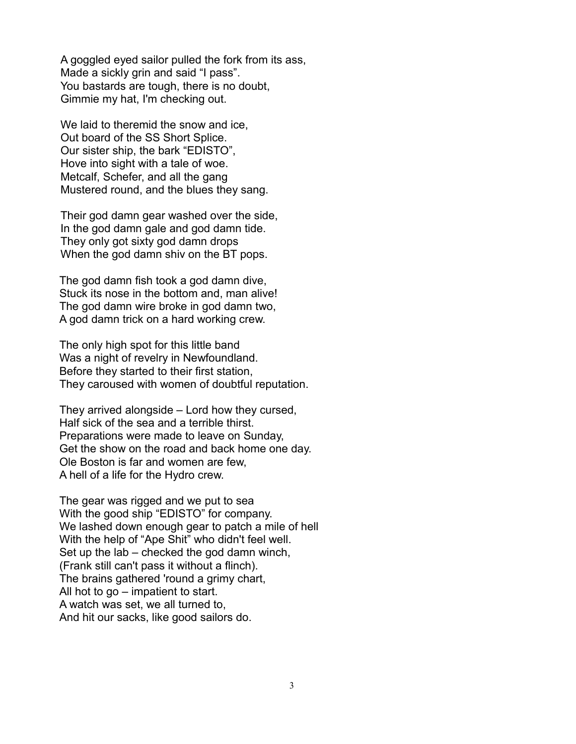A goggled eyed sailor pulled the fork from its ass,
Made a sickly grin and said "I pass".
You bastards are tough, there is no doubt,
Gimmie my hat, I'm checking out.

We laid to theremid the snow and ice,
Out board of the SS Short Splice.
Our sister ship, the bark "EDISTO",
Hove into sight with a tale of woe.
Metcalf, Schefer, and all the gang
Mustered round, and the blues they sang.

Their god damn gear washed over the side,
In the god damn gale and god damn tide.
They only got sixty god damn drops
When the god damn shiv on the BT pops.

The god damn fish took a god damn dive,
Stuck its nose in the bottom and, man alive!
The god damn wire broke in god damn two,
A god damn trick on a hard working crew.

The only high spot for this little band
Was a night of revelry in Newfoundland.
Before they started to their first station,
They caroused with women of doubtful reputation.

They arrived alongside – Lord how they cursed,
Half sick of the sea and a terrible thirst.
Preparations were made to leave on Sunday,
Get the show on the road and back home one day.
Ole Boston is far and women are few,
A hell of a life for the Hydro crew.

The gear was rigged and we put to sea
With the good ship "EDISTO" for company.
We lashed down enough gear to patch a mile of hell
With the help of "Ape Shit" who didn't feel well.
Set up the lab – checked the god damn winch,
(Frank still can't pass it without a flinch).
The brains gathered 'round a grimy chart,
All hot to go – impatient to start.
A watch was set, we all turned to,
And hit our sacks, like good sailors do.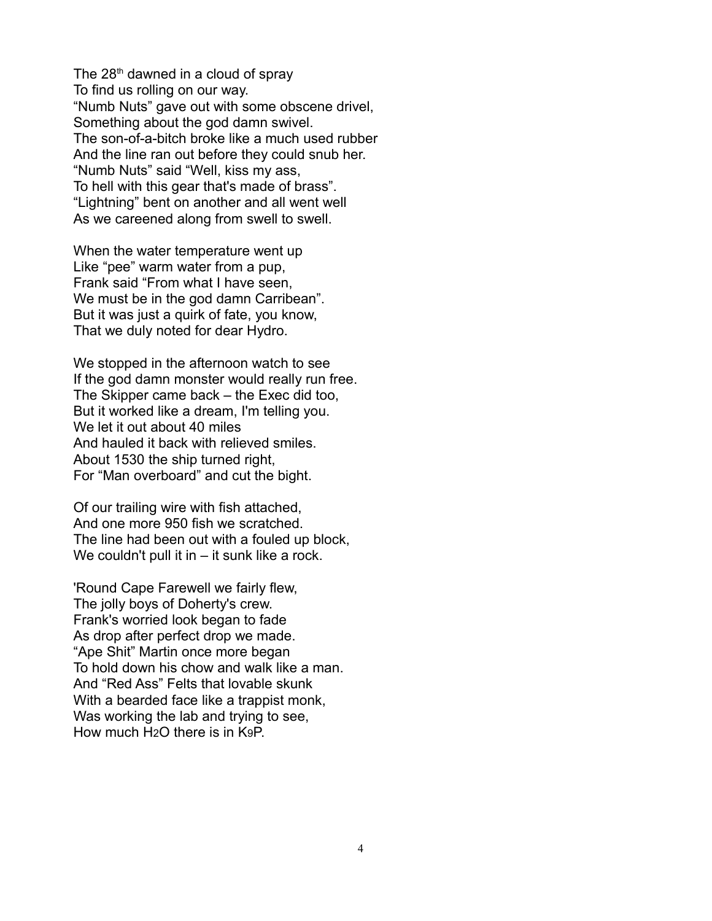The 28th dawned in a cloud of spray
To find us rolling on our way.
“Numb Nuts” gave out with some obscene drivel,
Something about the god damn swivel.
The son-of-a-bitch broke like a much used rubber
And the line ran out before they could snub her.
“Numb Nuts” said “Well, kiss my ass,
To hell with this gear that's made of brass”.
“Lightning” bent on another and all went well
As we careened along from swell to swell.

When the water temperature went up
Like “pee” warm water from a pup,
Frank said “From what I have seen,
We must be in the god damn Carribean”.
But it was just a quirk of fate, you know,
That we duly noted for dear Hydro.

We stopped in the afternoon watch to see
If the god damn monster would really run free.
The Skipper came back – the Exec did too,
But it worked like a dream, I'm telling you.
We let it out about 40 miles
And hauled it back with relieved smiles.
About 1530 the ship turned right,
For “Man overboard” and cut the bight.

Of our trailing wire with fish attached,
And one more 950 fish we scratched.
The line had been out with a fouled up block,
We couldn't pull it in – it sunk like a rock.

'Round Cape Farewell we fairly flew,
The jolly boys of Doherty's crew.
Frank's worried look began to fade
As drop after perfect drop we made.
“Ape Shit” Martin once more began
To hold down his chow and walk like a man.
And “Red Ass” Felts that lovable skunk
With a bearded face like a trappist monk,
Was working the lab and trying to see,
How much $H_2O$ there is in $K_9P$.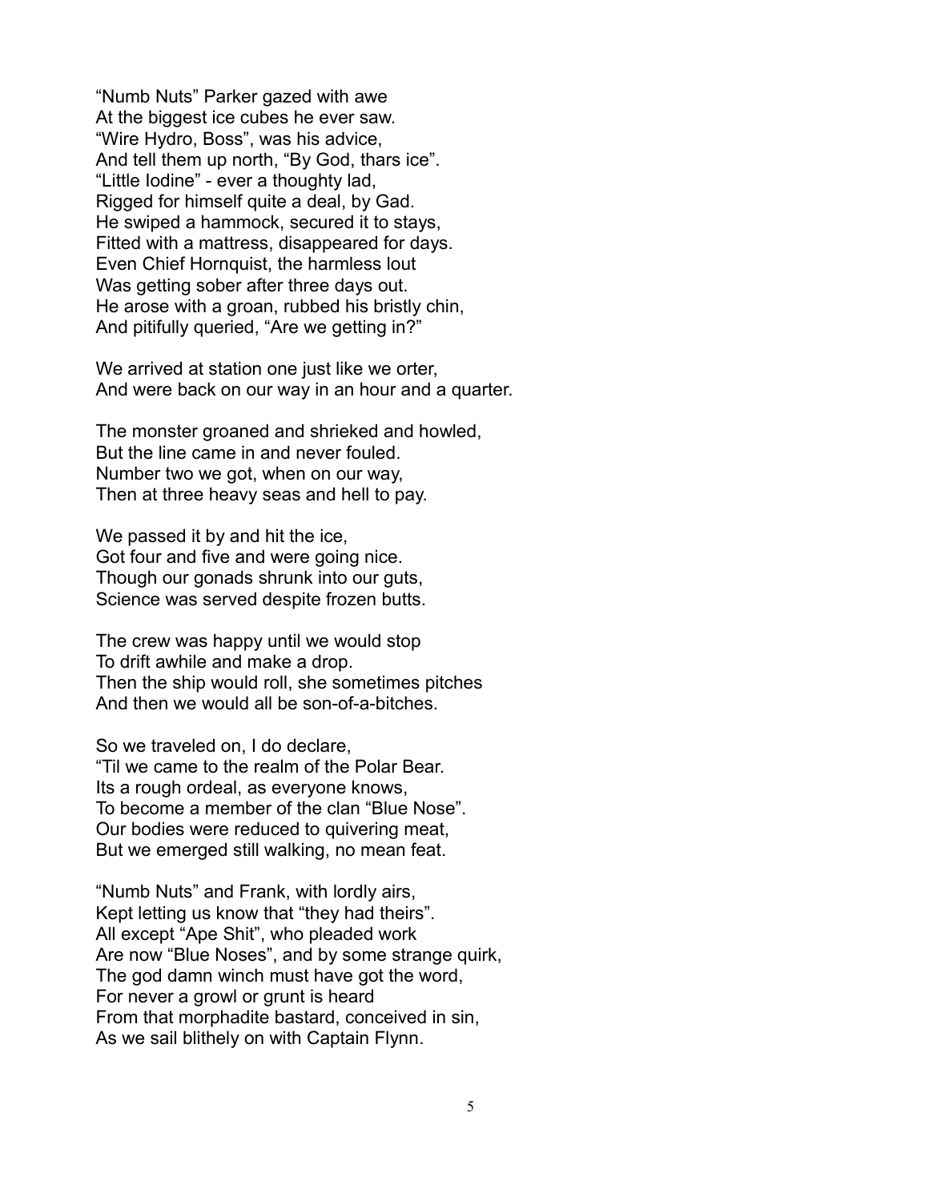"Numb Nuts" Parker gazed with awe
At the biggest ice cubes he ever saw.
"Wire Hydro, Boss", was his advice,
And tell them up north, "By God, thars ice".
"Little Iodine" - ever a thoughty lad,
Rigged for himself quite a deal, by Gad.
He swiped a hammock, secured it to stays,
Fitted with a mattress, disappeared for days.
Even Chief Hornquist, the harmless lout
Was getting sober after three days out.
He arose with a groan, rubbed his bristly chin,
And pitifully queried, "Are we getting in?"

We arrived at station one just like we orter,
And were back on our way in an hour and a quarter.

The monster groaned and shrieked and howled,
But the line came in and never fouled.
Number two we got, when on our way,
Then at three heavy seas and hell to pay.

We passed it by and hit the ice,
Got four and five and were going nice.
Though our gonads shrunk into our guts,
Science was served despite frozen butts.

The crew was happy until we would stop
To drift awhile and make a drop.
Then the ship would roll, she sometimes pitches
And then we would all be son-of-a-bitches.

So we traveled on, I do declare,
"Til we came to the realm of the Polar Bear.
Its a rough ordeal, as everyone knows,
To become a member of the clan "Blue Nose".
Our bodies were reduced to quivering meat,
But we emerged still walking, no mean feat.

"Numb Nuts" and Frank, with lordly airs,
Kept letting us know that "they had theirs".
All except "Ape Shit", who pleaded work
Are now "Blue Noses", and by some strange quirk,
The god damn winch must have got the word,
For never a growl or grunt is heard
From that morphadite bastard, conceived in sin,
As we sail blithely on with Captain Flynn.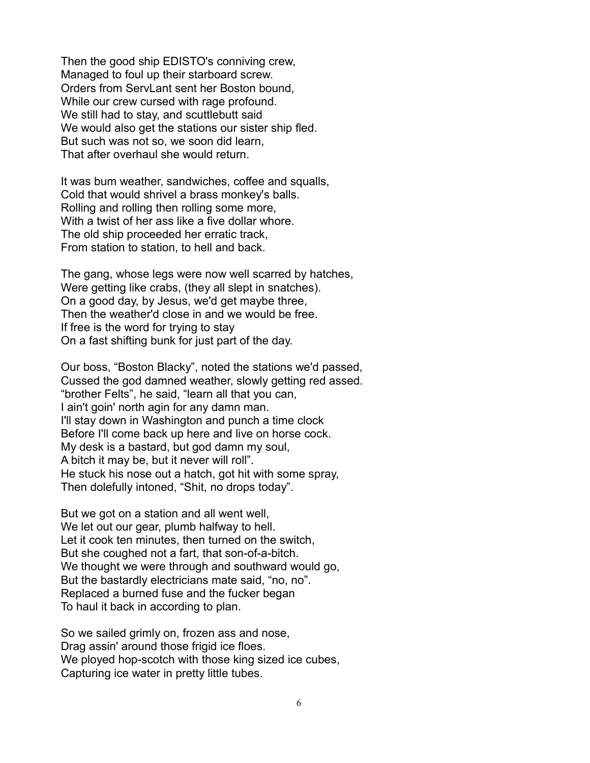Then the good ship EDISTO's conniving crew,
Managed to foul up their starboard screw.
Orders from ServLant sent her Boston bound,
While our crew cursed with rage profound.
We still had to stay, and scuttlebutt said
We would also get the stations our sister ship fled.
But such was not so, we soon did learn,
That after overhaul she would return.

It was bum weather, sandwiches, coffee and squalls,
Cold that would shrivel a brass monkey's balls.
Rolling and rolling then rolling some more,
With a twist of her ass like a five dollar whore.
The old ship proceeded her erratic track,
From station to station, to hell and back.

The gang, whose legs were now well scarred by hatches,
Were getting like crabs, (they all slept in snatches).
On a good day, by Jesus, we'd get maybe three,
Then the weather'd close in and we would be free.
If free is the word for trying to stay
On a fast shifting bunk for just part of the day.

Our boss, "Boston Blacky", noted the stations we'd passed,
Cussed the god damned weather, slowly getting red assed.
"brother Felts", he said, "learn all that you can,
I ain't goin' north agin for any damn man.
I'll stay down in Washington and punch a time clock
Before I'll come back up here and live on horse cock.
My desk is a bastard, but god damn my soul,
A bitch it may be, but it never will roll".
He stuck his nose out a hatch, got hit with some spray,
Then dolefully intoned, "Shit, no drops today".

But we got on a station and all went well,
We let out our gear, plumb halfway to hell.
Let it cook ten minutes, then turned on the switch,
But she coughed not a fart, that son-of-a-bitch.
We thought we were through and southward would go,
But the bastardly electricians mate said, "no, no".
Replaced a burned fuse and the fucker began
To haul it back in according to plan.

So we sailed grimly on, frozen ass and nose,
Drag assin' around those frigid ice floes.
We ployed hop-scotch with those king sized ice cubes,
Capturing ice water in pretty little tubes.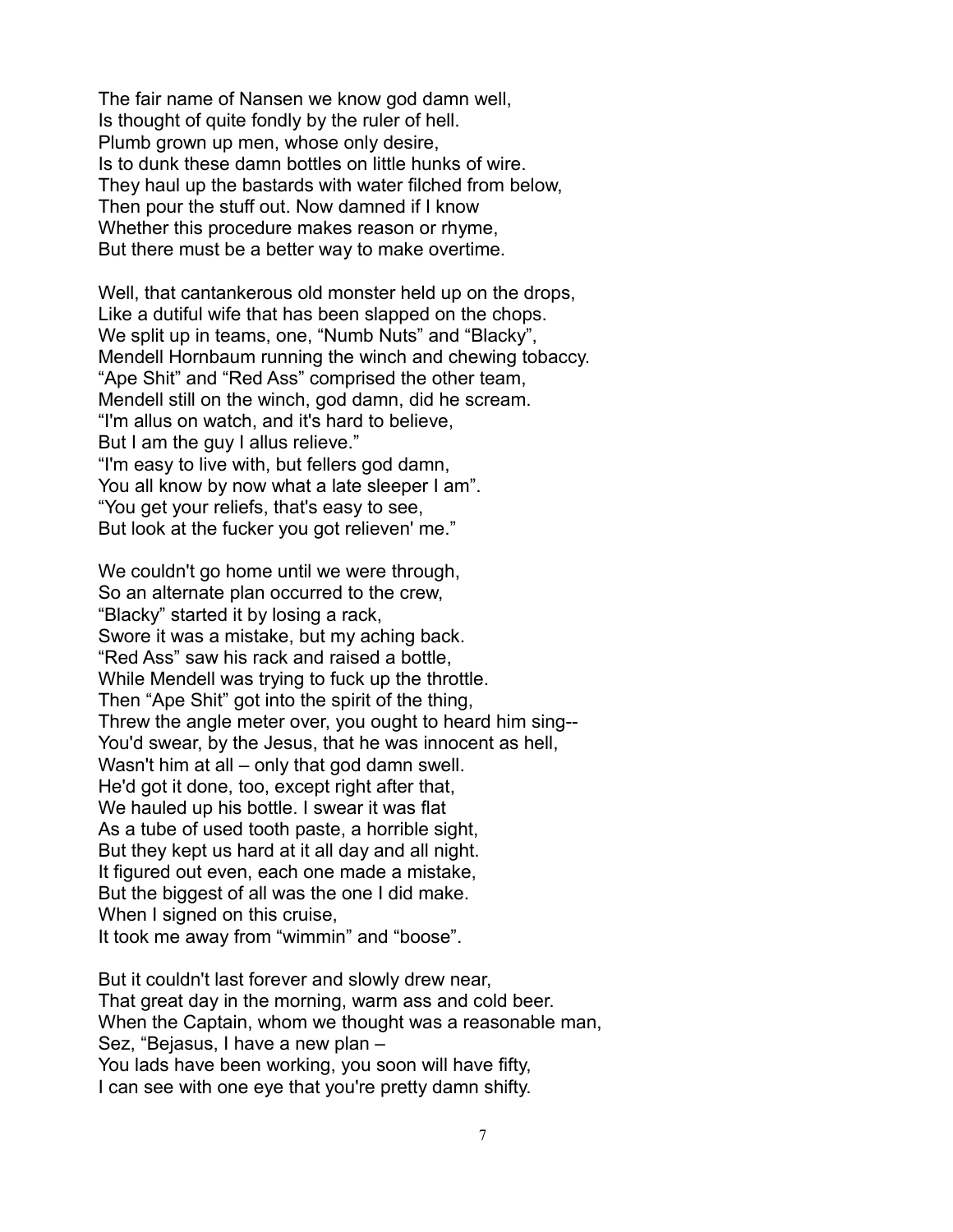The fair name of Nansen we know god damn well,
Is thought of quite fondly by the ruler of hell.
Plumb grown up men, whose only desire,
Is to dunk these damn bottles on little hunks of wire.
They haul up the bastards with water filched from below,
Then pour the stuff out. Now damned if I know
Whether this procedure makes reason or rhyme,
But there must be a better way to make overtime.

Well, that cantankerous old monster held up on the drops,
Like a dutiful wife that has been slapped on the chops.
We split up in teams, one, "Numb Nuts" and "Blacky",
Mendell Hornbaum running the winch and chewing tobaccy.
"Ape Shit" and "Red Ass" comprised the other team,
Mendell still on the winch, god damn, did he scream.
"I'm allus on watch, and it's hard to believe,
But I am the guy I allus relieve."
"I'm easy to live with, but fellers god damn,
You all know by now what a late sleeper I am".
"You get your reliefs, that's easy to see,
But look at the fucker you got relieven' me."

We couldn't go home until we were through,
So an alternate plan occurred to the crew,
"Blacky" started it by losing a rack,
Swore it was a mistake, but my aching back.
"Red Ass" saw his rack and raised a bottle,
While Mendell was trying to fuck up the throttle.
Then "Ape Shit" got into the spirit of the thing,
Threw the angle meter over, you ought to heard him sing--
You'd swear, by the Jesus, that he was innocent as hell,
Wasn't him at all – only that god damn swell.
He'd got it done, too, except right after that,
We hauled up his bottle. I swear it was flat
As a tube of used tooth paste, a horrible sight,
But they kept us hard at it all day and all night.
It figured out even, each one made a mistake,
But the biggest of all was the one I did make.
When I signed on this cruise,
It took me away from "wimmin" and "boose".

But it couldn't last forever and slowly drew near,
That great day in the morning, warm ass and cold beer.
When the Captain, whom we thought was a reasonable man,
Sez, "Bejasus, I have a new plan –
You lads have been working, you soon will have fifty,
I can see with one eye that you're pretty damn shifty.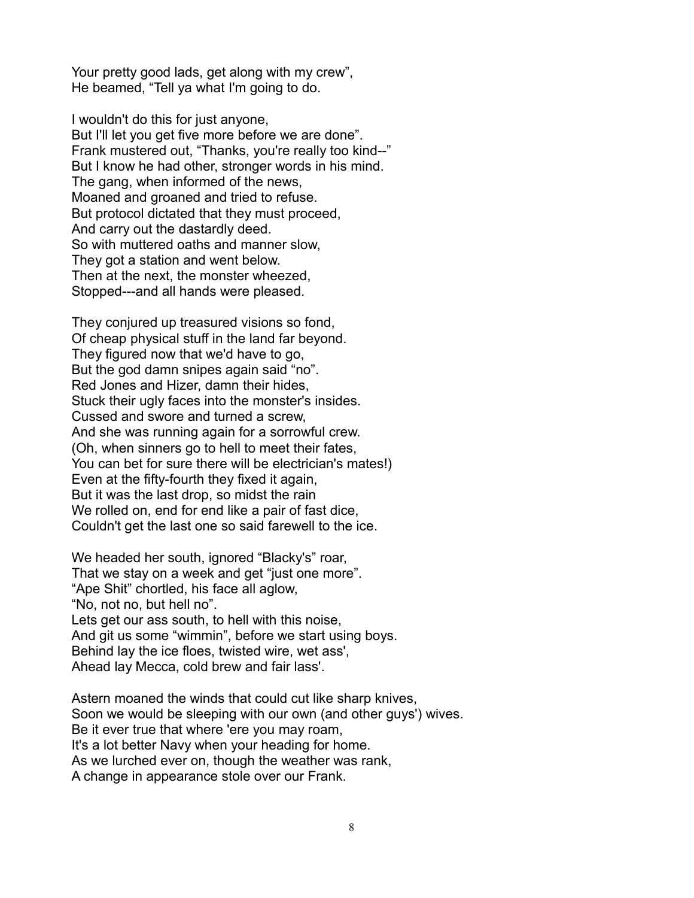Your pretty good lads, get along with my crew",
He beamed, "Tell ya what I'm going to do.

I wouldn't do this for just anyone,
But I'll let you get five more before we are done".
Frank mustered out, "Thanks, you're really too kind--"
But I know he had other, stronger words in his mind.
The gang, when informed of the news,
Moaned and groaned and tried to refuse.
But protocol dictated that they must proceed,
And carry out the dastardly deed.
So with muttered oaths and manner slow,
They got a station and went below.
Then at the next, the monster wheezed,
Stopped---and all hands were pleased.

They conjured up treasured visions so fond,
Of cheap physical stuff in the land far beyond.
They figured now that we'd have to go,
But the god damn snipes again said "no".
Red Jones and Hizer, damn their hides,
Stuck their ugly faces into the monster's insides.
Cussed and swore and turned a screw,
And she was running again for a sorrowful crew.
(Oh, when sinners go to hell to meet their fates,
You can bet for sure there will be electrician's mates!)
Even at the fifty-fourth they fixed it again,
But it was the last drop, so midst the rain
We rolled on, end for end like a pair of fast dice,
Couldn't get the last one so said farewell to the ice.

We headed her south, ignored "Blacky's" roar,
That we stay on a week and get "just one more".
"Ape Shit" chortled, his face all aglow,
"No, not no, but hell no".
Lets get our ass south, to hell with this noise,
And git us some "wimmin", before we start using boys.
Behind lay the ice floes, twisted wire, wet ass',
Ahead lay Mecca, cold brew and fair lass'.

Astern moaned the winds that could cut like sharp knives,
Soon we would be sleeping with our own (and other guys') wives.
Be it ever true that where 'ere you may roam,
It's a lot better Navy when your heading for home.
As we lurched ever on, though the weather was rank,
A change in appearance stole over our Frank.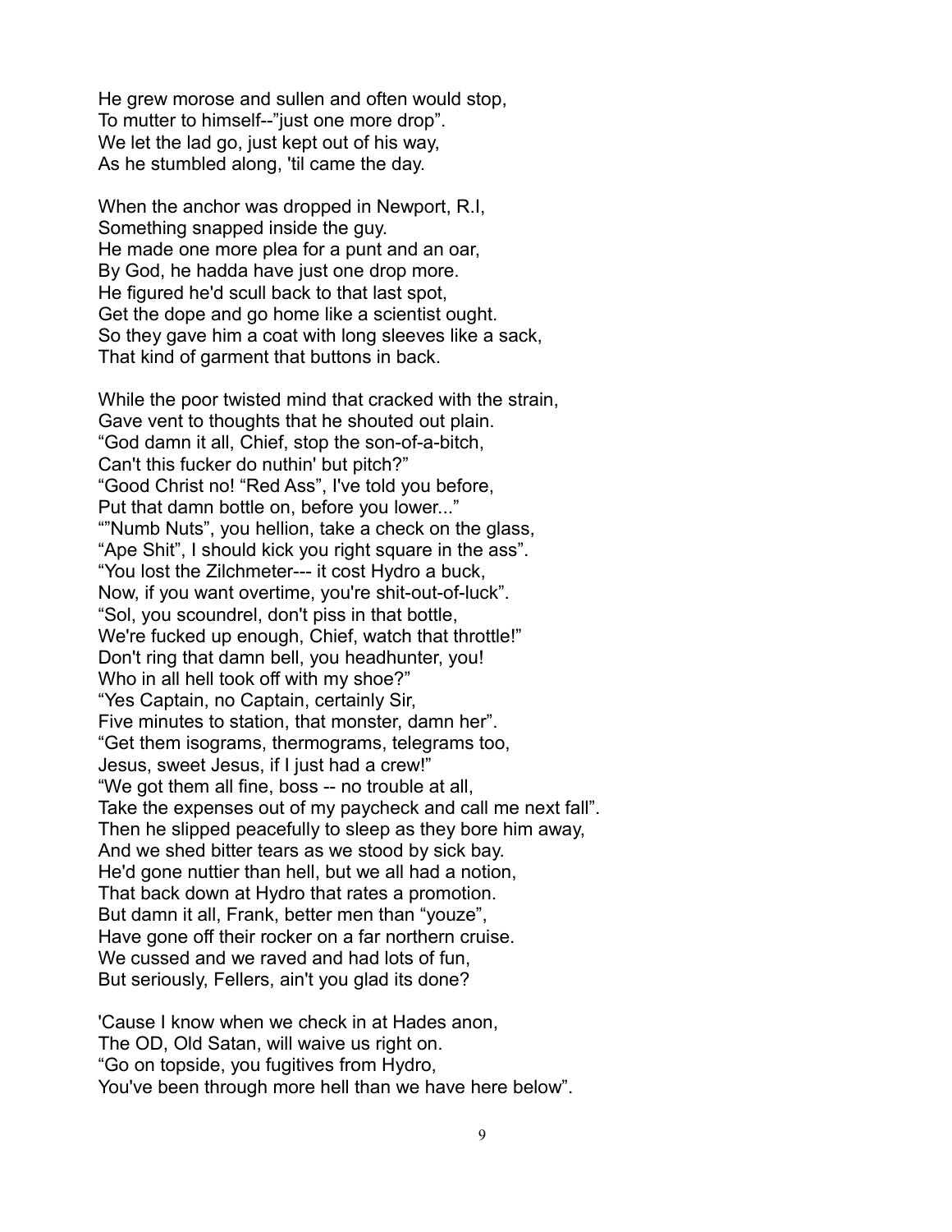He grew morose and sullen and often would stop,
To mutter to himself--"just one more drop".
We let the lad go, just kept out of his way,
As he stumbled along, 'til came the day.

When the anchor was dropped in Newport, R.I,
Something snapped inside the guy.
He made one more plea for a punt and an oar,
By God, he hadda have just one drop more.
He figured he'd scull back to that last spot,
Get the dope and go home like a scientist ought.
So they gave him a coat with long sleeves like a sack,
That kind of garment that buttons in back.

While the poor twisted mind that cracked with the strain,
Gave vent to thoughts that he shouted out plain.
"God damn it all, Chief, stop the son-of-a-bitch,
Can't this fucker do nuthin' but pitch?"
"Good Christ no! "Red Ass", I've told you before,
Put that damn bottle on, before you lower..."
""Numb Nuts", you hellion, take a check on the glass,
"Ape Shit", I should kick you right square in the ass".
"You lost the Zilchmeter--- it cost Hydro a buck,
Now, if you want overtime, you're shit-out-of-luck".
"Sol, you scoundrel, don't piss in that bottle,
We're fucked up enough, Chief, watch that throttle!"
Don't ring that damn bell, you headhunter, you!
Who in all hell took off with my shoe?"
"Yes Captain, no Captain, certainly Sir,
Five minutes to station, that monster, damn her".
"Get them isograms, thermograms, telegrams too,
Jesus, sweet Jesus, if I just had a crew!"
"We got them all fine, boss -- no trouble at all,
Take the expenses out of my paycheck and call me next fall".
Then he slipped peacefully to sleep as they bore him away,
And we shed bitter tears as we stood by sick bay.
He'd gone nuttier than hell, but we all had a notion,
That back down at Hydro that rates a promotion.
But damn it all, Frank, better men than "youze",
Have gone off their rocker on a far northern cruise.
We cussed and we raved and had lots of fun,
But seriously, Fellers, ain't you glad its done?

'Cause I know when we check in at Hades anon,
The OD, Old Satan, will waive us right on.
"Go on topside, you fugitives from Hydro,
You've been through more hell than we have here below".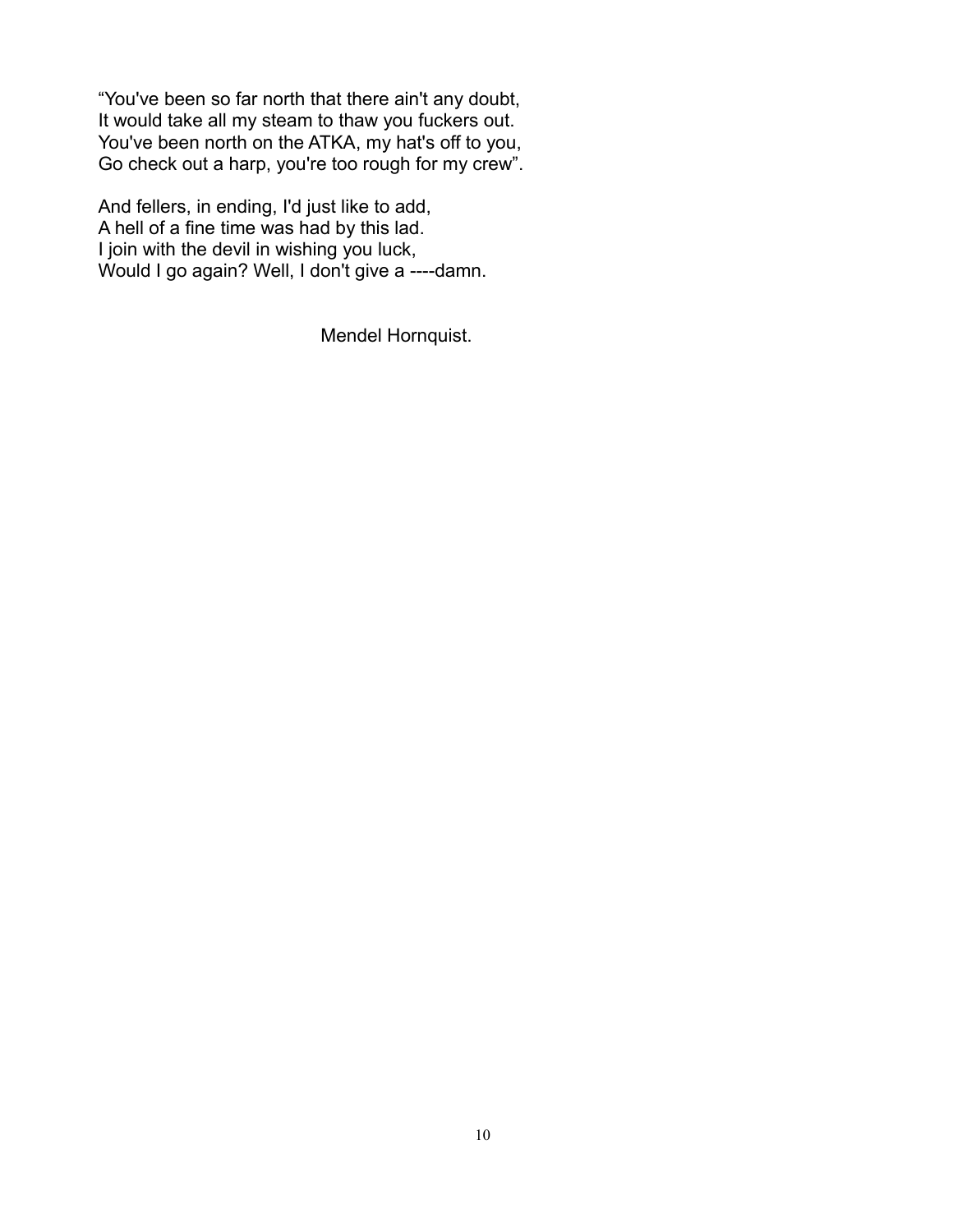"You've been so far north that there ain't any doubt,
It would take all my steam to thaw you fuckers out.
You've been north on the ATKA, my hat's off to you,
Go check out a harp, you're too rough for my crew".

And fellers, in ending, I'd just like to add,
A hell of a fine time was had by this lad.
I join with the devil in wishing you luck,
Would I go again? Well, I don't give a ----damn.

Mendel Hornquist.